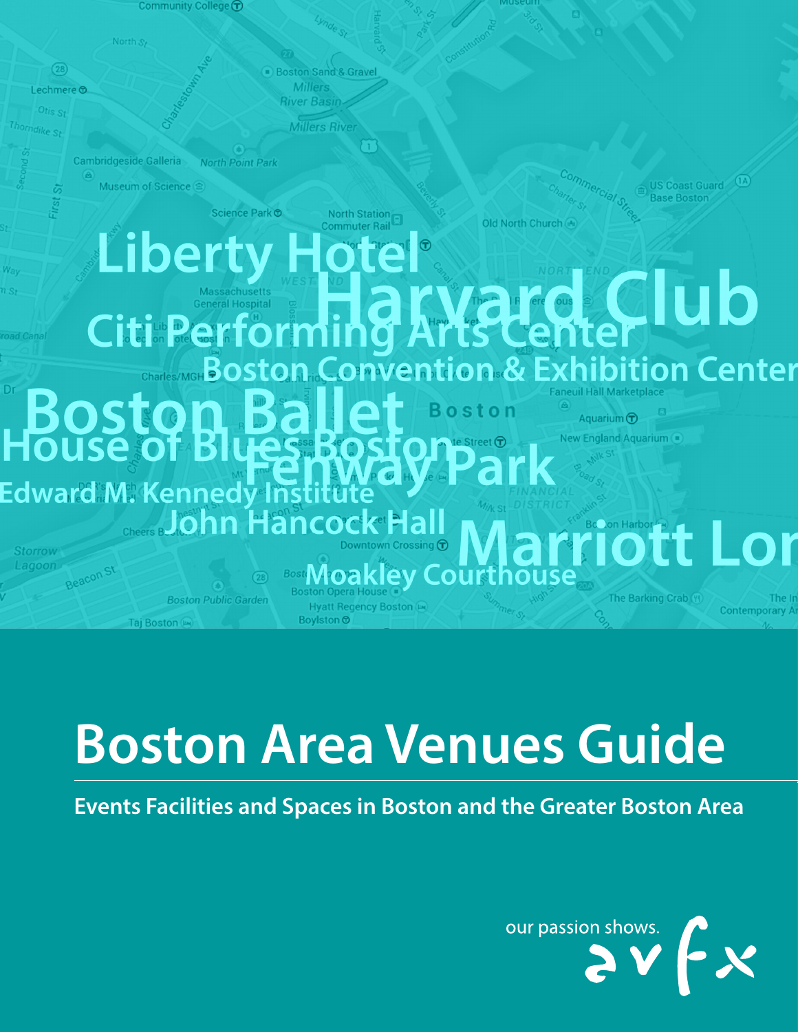Liberty Hotel

Harvard Club

Citi Performing Arts Center

Boston Convention & Exhibition Center

Boston Ballet

House of Blues Boston

Fenway Park

Edward M. Kennedy Institute

John Hancock Hall

Marriott Lon

Moakley Courthouse

# Boston Area Venues Guide

**Events Facilities and Spaces in Boston and the Greater Boston Area**

our passion shows. avfx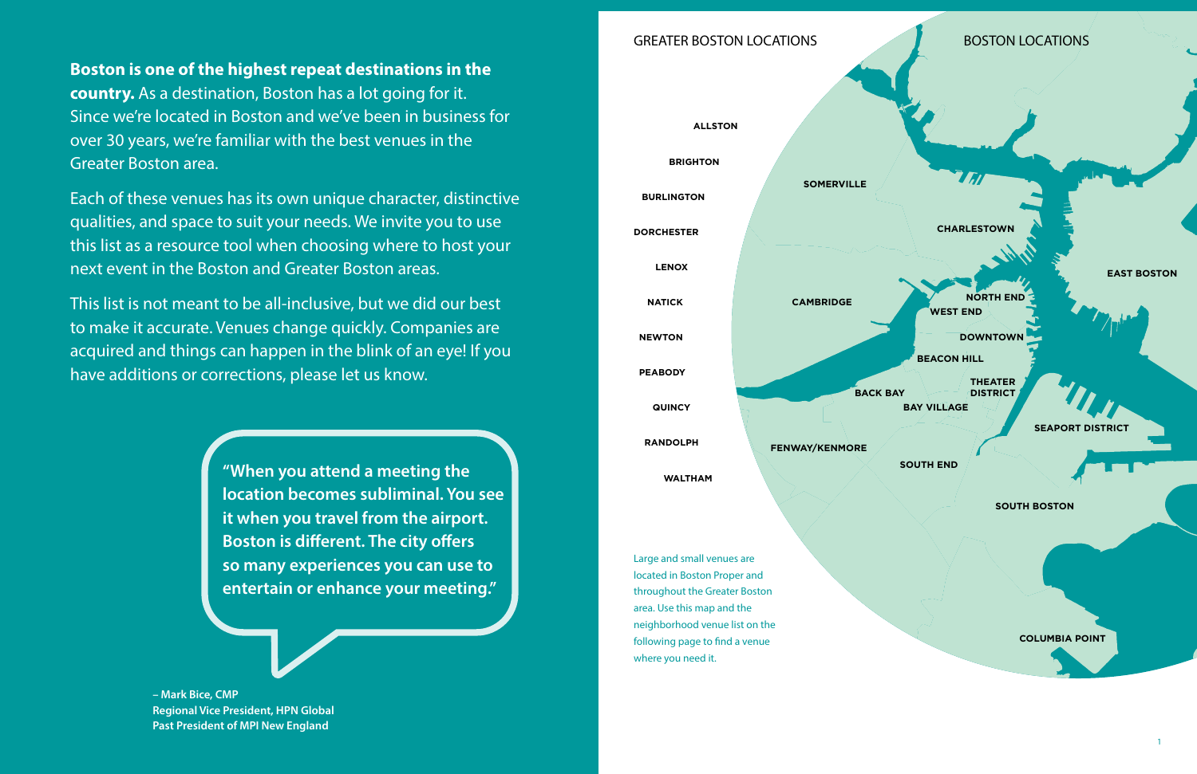**Boston is one of the highest repeat destinations in the country.** As a destination, Boston has a lot going for it. Since we're located in Boston and we've been in business for over 30 years, we're familiar with the best venues in the Greater Boston area.

Each of these venues has its own unique character, distinctive qualities, and space to suit your needs. We invite you to use this list as a resource tool when choosing where to host your next event in the Boston and Greater Boston areas.

This list is not meant to be all-inclusive, but we did our best to make it accurate. Venues change quickly. Companies are acquired and things can happen in the blink of an eye! If you have additions or corrections, please let us know.

> **"When you attend a meeting the location becomes subliminal. You see it when you travel from the airport. Boston is different. The city offers so many experiences you can use to entertain or enhance your meeting."**

**– Mark Bice, CMP**
**Regional Vice President, HPN Global**
**Past President of MPI New England**

## GREATER BOSTON LOCATIONS

- ALLSTON
- BRIGHTON
- BURLINGTON
- DORCHESTER
- LENOX
- NATICK
- NEWTON
- PEABODY
- QUINCY
- RANDOLPH
- WALTHAM

## BOSTON LOCATIONS

- SOMERVILLE
- CHARLESTOWN
- EAST BOSTON
- CAMBRIDGE
- NORTH END
- WEST END
- DOWNTOWN
- BEACON HILL
- THEATER DISTRICT
- BACK BAY
- BAY VILLAGE
- SEAPORT DISTRICT
- FENWAY/KENMORE
- SOUTH END
- SOUTH BOSTON
- COLUMBIA POINT

Large and small venues are located in Boston Proper and throughout the Greater Boston area. Use this map and the neighborhood venue list on the following page to find a venue where you need it.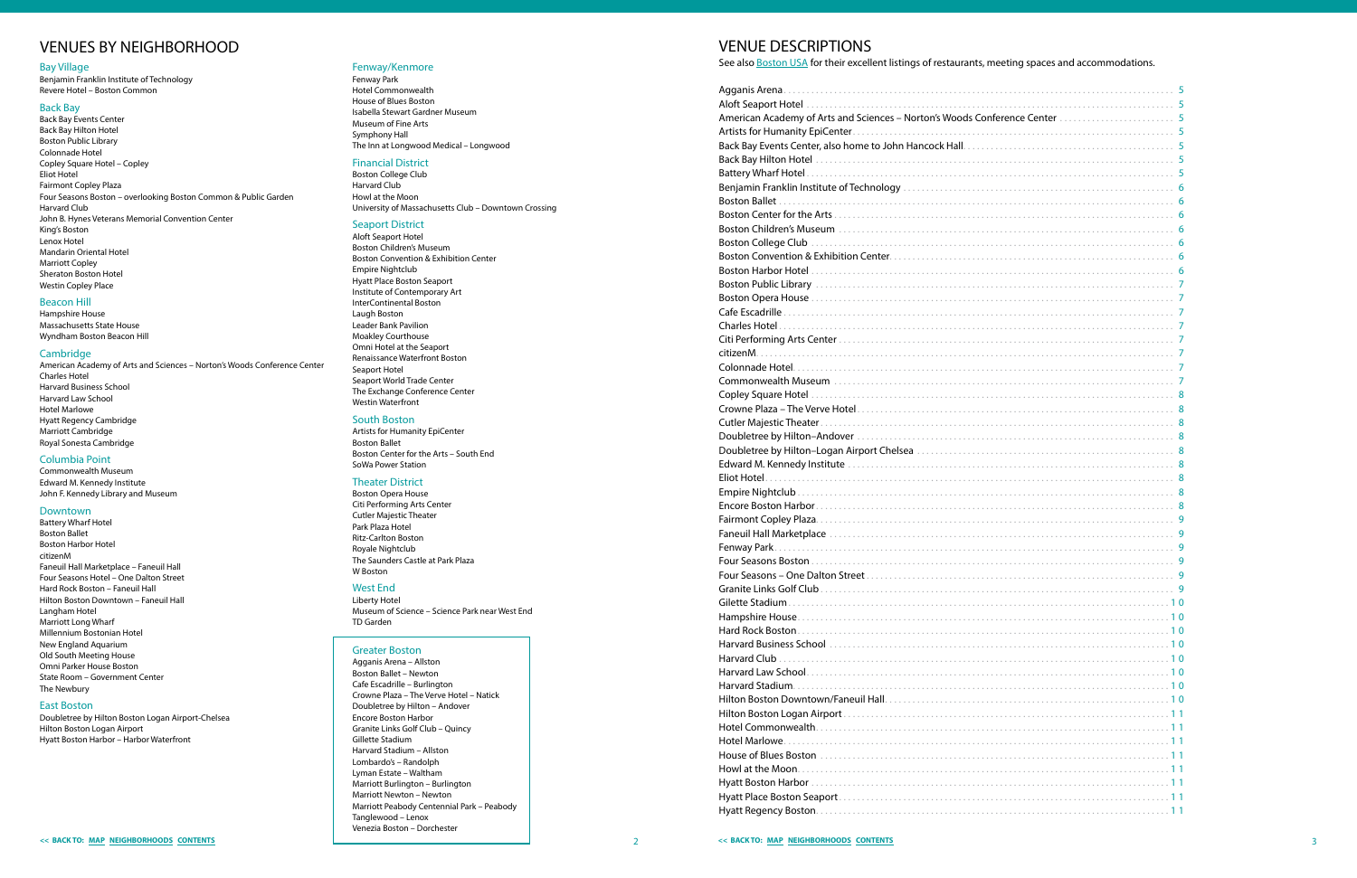# VENUES BY NEIGHBORHOOD

### Bay Village

Benjamin Franklin Institute of Technology
Revere Hotel – Boston Common

### Back Bay

Back Bay Events Center
Back Bay Hilton Hotel
Boston Public Library
Colonnade Hotel
Copley Square Hotel – Copley
Eliot Hotel
Fairmont Copley Plaza
Four Seasons Boston – overlooking Boston Common & Public Garden
Harvard Club
John B. Hynes Veterans Memorial Convention Center
King's Boston
Lenox Hotel
Mandarin Oriental Hotel
Marriott Copley
Sheraton Boston Hotel
Westin Copley Place

### Beacon Hill

Hampshire House
Massachusetts State House
Wyndham Boston Beacon Hill

### Cambridge

American Academy of Arts and Sciences – Norton's Woods Conference Center
Charles Hotel
Harvard Business School
Harvard Law School
Hotel Marlowe
Hyatt Regency Cambridge
Marriott Cambridge
Royal Sonesta Cambridge

### Columbia Point

Commonwealth Museum
Edward M. Kennedy Institute
John F. Kennedy Library and Museum

### Downtown

Battery Wharf Hotel
Boston Ballet
Boston Harbor Hotel
citizenM
Faneuil Hall Marketplace – Faneuil Hall
Four Seasons Hotel – One Dalton Street
Hard Rock Boston – Faneuil Hall
Hilton Boston Downtown – Faneuil Hall
Langham Hotel
Marriott Long Wharf
Millennium Bostonian Hotel
New England Aquarium
Old South Meeting House
Omni Parker House Boston
State Room – Government Center
The Newbury

### East Boston

Doubletree by Hilton Boston Logan Airport-Chelsea
Hilton Boston Logan Airport
Hyatt Boston Harbor – Harbor Waterfront

### Fenway/Kenmore

Fenway Park
Hotel Commonwealth
House of Blues Boston
Isabella Stewart Gardner Museum
Museum of Fine Arts
Symphony Hall
The Inn at Longwood Medical – Longwood

### Financial District

Boston College Club
Harvard Club
Howl at the Moon
University of Massachusetts Club – Downtown Crossing

### Seaport District

Aloft Seaport Hotel
Boston Children's Museum
Boston Convention & Exhibition Center
Empire Nightclub
Hyatt Place Boston Seaport
Institute of Contemporary Art
InterContinental Boston
Laugh Boston
Leader Bank Pavilion
Moakley Courthouse
Omni Hotel at the Seaport
Renaissance Waterfront Boston
Seaport Hotel
Seaport World Trade Center
The Exchange Conference Center
Westin Waterfront

### South Boston

Artists for Humanity EpiCenter
Boston Ballet
Boston Center for the Arts – South End
SoWa Power Station

### Theater District

Boston Opera House
Citi Performing Arts Center
Cutler Majestic Theater
Park Plaza Hotel
Ritz-Carlton Boston
Royale Nightclub
The Saunders Castle at Park Plaza
W Boston

### West End

Liberty Hotel
Museum of Science – Science Park near West End
TD Garden

### Greater Boston

Agganis Arena – Allston
Boston Ballet – Newton
Cafe Escadrille – Burlington
Crowne Plaza – The Verve Hotel – Natick
Doubletree by Hilton – Andover
Encore Boston Harbor
Granite Links Golf Club – Quincy
Gillette Stadium
Harvard Stadium – Allston
Lombardo's – Randolph
Lyman Estate – Waltham
Marriott Burlington – Burlington
Marriott Newton – Newton
Marriott Peabody Centennial Park – Peabody
Tanglewood – Lenox
Venezia Boston – Dorchester

# VENUE DESCRIPTIONS

See also Boston USA for their excellent listings of restaurants, meeting spaces and accommodations.

| Venue | Page |
|---|---|
| Agganis Arena | 5 |
| Aloft Seaport Hotel | 5 |
| American Academy of Arts and Sciences – Norton's Woods Conference Center | 5 |
| Artists for Humanity EpiCenter | 5 |
| Back Bay Events Center, also home to John Hancock Hall | 5 |
| Back Bay Hilton Hotel | 5 |
| Battery Wharf Hotel | 5 |
| Benjamin Franklin Institute of Technology | 6 |
| Boston Ballet | 6 |
| Boston Center for the Arts | 6 |
| Boston Children's Museum | 6 |
| Boston College Club | 6 |
| Boston Convention & Exhibition Center | 6 |
| Boston Harbor Hotel | 6 |
| Boston Public Library | 7 |
| Boston Opera House | 7 |
| Cafe Escadrille | 7 |
| Charles Hotel | 7 |
| Citi Performing Arts Center | 7 |
| citizenM | 7 |
| Colonnade Hotel | 7 |
| Commonwealth Museum | 7 |
| Copley Square Hotel | 8 |
| Crowne Plaza – The Verve Hotel | 8 |
| Cutler Majestic Theater | 8 |
| Doubletree by Hilton–Andover | 8 |
| Doubletree by Hilton–Logan Airport Chelsea | 8 |
| Edward M. Kennedy Institute | 8 |
| Eliot Hotel | 8 |
| Empire Nightclub | 8 |
| Encore Boston Harbor | 8 |
| Fairmont Copley Plaza | 9 |
| Faneuil Hall Marketplace | 9 |
| Fenway Park | 9 |
| Four Seasons Boston | 9 |
| Four Seasons – One Dalton Street | 9 |
| Granite Links Golf Club | 9 |
| Gilette Stadium | 10 |
| Hampshire House | 10 |
| Hard Rock Boston | 10 |
| Harvard Business School | 10 |
| Harvard Club | 10 |
| Harvard Law School | 10 |
| Harvard Stadium | 10 |
| Hilton Boston Downtown/Faneuil Hall | 10 |
| Hilton Boston Logan Airport | 11 |
| Hotel Commonwealth | 11 |
| Hotel Marlowe | 11 |
| House of Blues Boston | 11 |
| Howl at the Moon | 11 |
| Hyatt Boston Harbor | 11 |
| Hyatt Place Boston Seaport | 11 |
| Hyatt Regency Boston | 11 |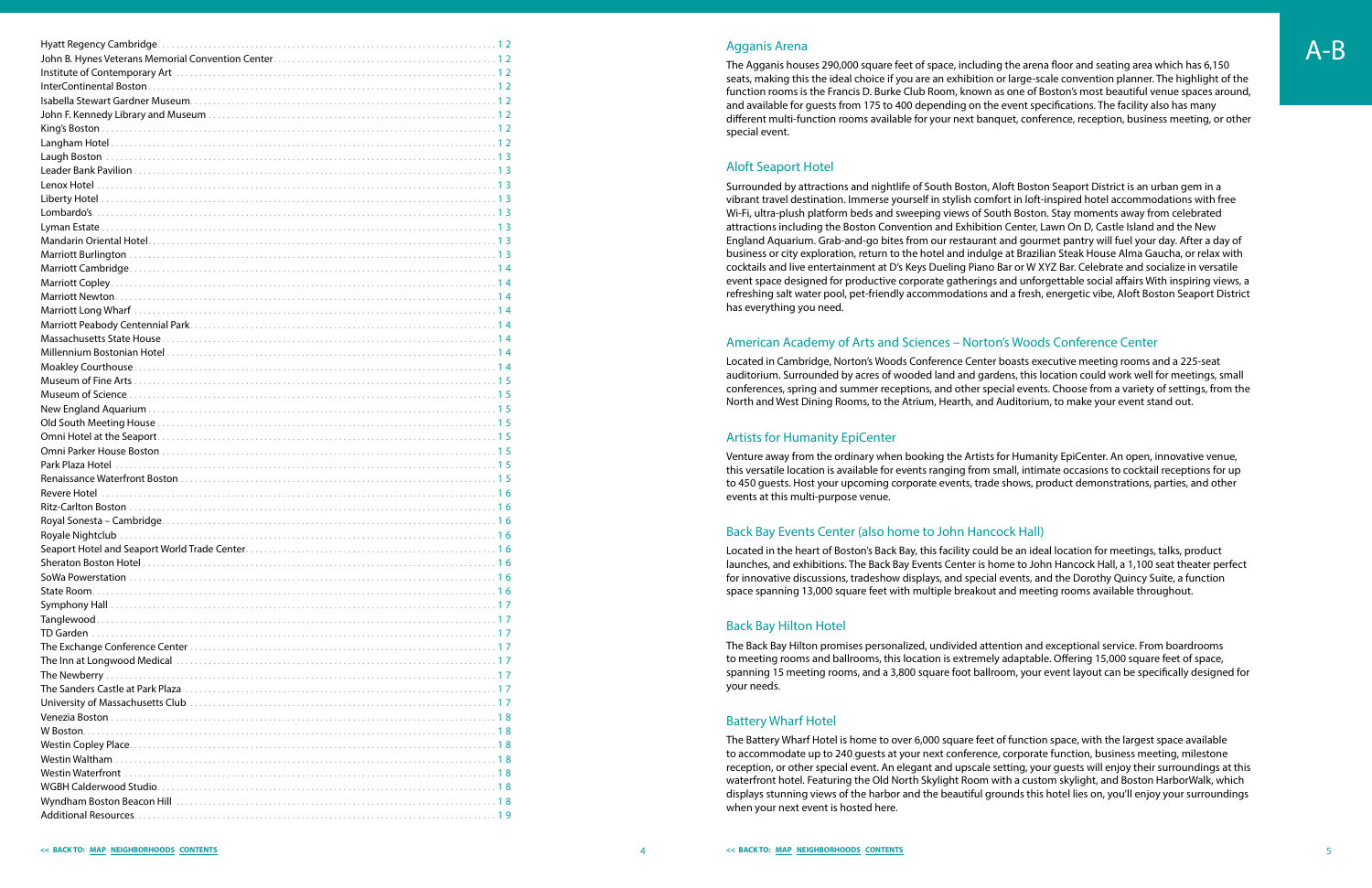| | |
|---|---|
| Hyatt Regency Cambridge | 12 |
| John B. Hynes Veterans Memorial Convention Center | 12 |
| Institute of Contemporary Art | 12 |
| InterContinental Boston | 12 |
| Isabella Stewart Gardner Museum | 12 |
| John F. Kennedy Library and Museum | 12 |
| King's Boston | 12 |
| Langham Hotel | 12 |
| Laugh Boston | 13 |
| Leader Bank Pavilion | 13 |
| Lenox Hotel | 13 |
| Liberty Hotel | 13 |
| Lombardo's | 13 |
| Lyman Estate | 13 |
| Mandarin Oriental Hotel | 13 |
| Marriott Burlington | 13 |
| Marriott Cambridge | 14 |
| Marriott Copley | 14 |
| Marriott Newton | 14 |
| Marriott Long Wharf | 14 |
| Marriott Peabody Centennial Park | 14 |
| Massachusetts State House | 14 |
| Millennium Bostonian Hotel | 14 |
| Moakley Courthouse | 14 |
| Museum of Fine Arts | 15 |
| Museum of Science | 15 |
| New England Aquarium | 15 |
| Old South Meeting House | 15 |
| Omni Hotel at the Seaport | 15 |
| Omni Parker House Boston | 15 |
| Park Plaza Hotel | 15 |
| Renaissance Waterfront Boston | 15 |
| Revere Hotel | 16 |
| Ritz-Carlton Boston | 16 |
| Royal Sonesta – Cambridge | 16 |
| Royale Nightclub | 16 |
| Seaport Hotel and Seaport World Trade Center | 16 |
| Sheraton Boston Hotel | 16 |
| SoWa Powerstation | 16 |
| State Room | 16 |
| Symphony Hall | 17 |
| Tanglewood | 17 |
| TD Garden | 17 |
| The Exchange Conference Center | 17 |
| The Inn at Longwood Medical | 17 |
| The Newberry | 17 |
| The Sanders Castle at Park Plaza | 17 |
| University of Massachusetts Club | 17 |
| Venezia Boston | 18 |
| W Boston | 18 |
| Westin Copley Place | 18 |
| Westin Waltham | 18 |
| Westin Waterfront | 18 |
| WGBH Calderwood Studio | 18 |
| Wyndham Boston Beacon Hill | 18 |
| Additional Resources | 19 |

# A-B

## Agganis Arena

The Agganis houses 290,000 square feet of space, including the arena floor and seating area which has 6,150 seats, making this the ideal choice if you are an exhibition or large-scale convention planner. The highlight of the function rooms is the Francis D. Burke Club Room, known as one of Boston's most beautiful venue spaces around, and available for guests from 175 to 400 depending on the event specifications. The facility also has many different multi-function rooms available for your next banquet, conference, reception, business meeting, or other special event.

## Aloft Seaport Hotel

Surrounded by attractions and nightlife of South Boston, Aloft Boston Seaport District is an urban gem in a vibrant travel destination. Immerse yourself in stylish comfort in loft-inspired hotel accommodations with free Wi-Fi, ultra-plush platform beds and sweeping views of South Boston. Stay moments away from celebrated attractions including the Boston Convention and Exhibition Center, Lawn On D, Castle Island and the New England Aquarium. Grab-and-go bites from our restaurant and gourmet pantry will fuel your day. After a day of business or city exploration, return to the hotel and indulge at Brazilian Steak House Alma Gaucha, or relax with cocktails and live entertainment at D's Keys Dueling Piano Bar or W XYZ Bar. Celebrate and socialize in versatile event space designed for productive corporate gatherings and unforgettable social affairs With inspiring views, a refreshing salt water pool, pet-friendly accommodations and a fresh, energetic vibe, Aloft Boston Seaport District has everything you need.

## American Academy of Arts and Sciences – Norton's Woods Conference Center

Located in Cambridge, Norton's Woods Conference Center boasts executive meeting rooms and a 225-seat auditorium. Surrounded by acres of wooded land and gardens, this location could work well for meetings, small conferences, spring and summer receptions, and other special events. Choose from a variety of settings, from the North and West Dining Rooms, to the Atrium, Hearth, and Auditorium, to make your event stand out.

## Artists for Humanity EpiCenter

Venture away from the ordinary when booking the Artists for Humanity EpiCenter. An open, innovative venue, this versatile location is available for events ranging from small, intimate occasions to cocktail receptions for up to 450 guests. Host your upcoming corporate events, trade shows, product demonstrations, parties, and other events at this multi-purpose venue.

## Back Bay Events Center (also home to John Hancock Hall)

Located in the heart of Boston's Back Bay, this facility could be an ideal location for meetings, talks, product launches, and exhibitions. The Back Bay Events Center is home to John Hancock Hall, a 1,100 seat theater perfect for innovative discussions, tradeshow displays, and special events, and the Dorothy Quincy Suite, a function space spanning 13,000 square feet with multiple breakout and meeting rooms available throughout.

## Back Bay Hilton Hotel

The Back Bay Hilton promises personalized, undivided attention and exceptional service. From boardrooms to meeting rooms and ballrooms, this location is extremely adaptable. Offering 15,000 square feet of space, spanning 15 meeting rooms, and a 3,800 square foot ballroom, your event layout can be specifically designed for your needs.

## Battery Wharf Hotel

The Battery Wharf Hotel is home to over 6,000 square feet of function space, with the largest space available to accommodate up to 240 guests at your next conference, corporate function, business meeting, milestone reception, or other special event. An elegant and upscale setting, your guests will enjoy their surroundings at this waterfront hotel. Featuring the Old North Skylight Room with a custom skylight, and Boston HarborWalk, which displays stunning views of the harbor and the beautiful grounds this hotel lies on, you'll enjoy your surroundings when your next event is hosted here.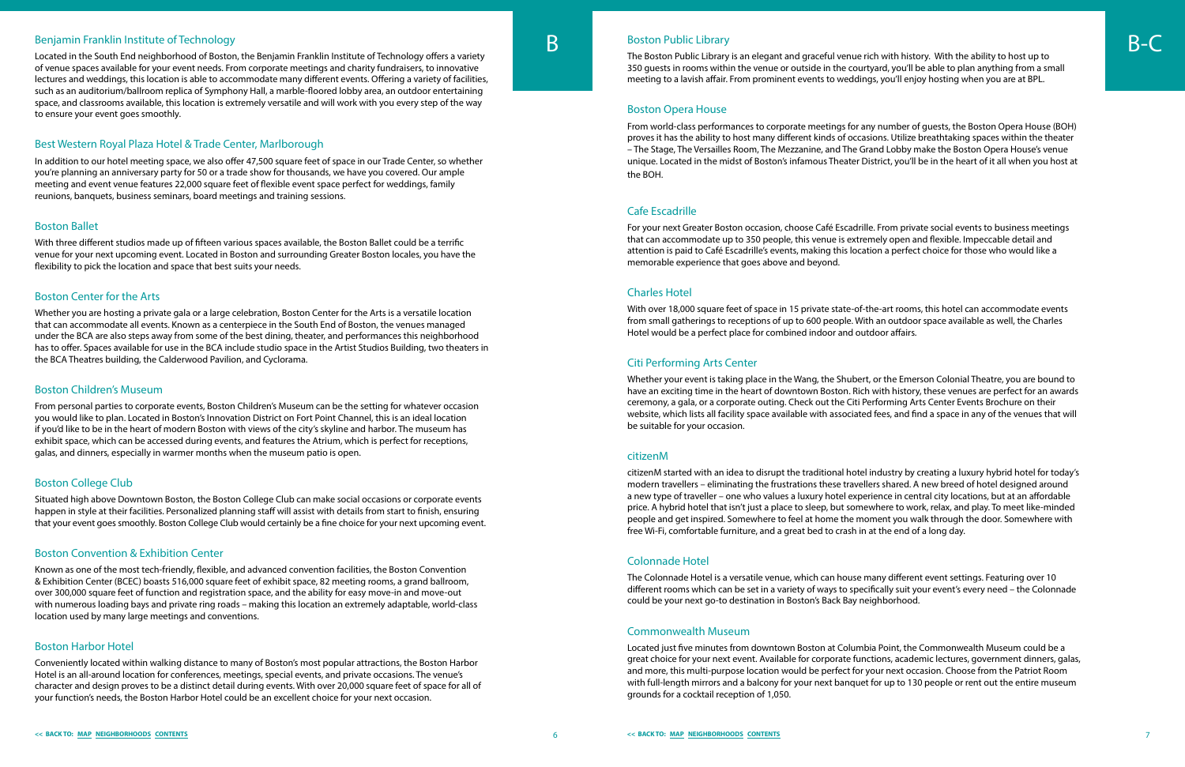## Benjamin Franklin Institute of Technology

Located in the South End neighborhood of Boston, the Benjamin Franklin Institute of Technology offers a variety of venue spaces available for your event needs. From corporate meetings and charity fundraisers, to innovative lectures and weddings, this location is able to accommodate many different events. Offering a variety of facilities, such as an auditorium/ballroom replica of Symphony Hall, a marble-floored lobby area, an outdoor entertaining space, and classrooms available, this location is extremely versatile and will work with you every step of the way to ensure your event goes smoothly.

## Best Western Royal Plaza Hotel & Trade Center, Marlborough

In addition to our hotel meeting space, we also offer 47,500 square feet of space in our Trade Center, so whether you're planning an anniversary party for 50 or a trade show for thousands, we have you covered. Our ample meeting and event venue features 22,000 square feet of flexible event space perfect for weddings, family reunions, banquets, business seminars, board meetings and training sessions.

## Boston Ballet

With three different studios made up of fifteen various spaces available, the Boston Ballet could be a terrific venue for your next upcoming event. Located in Boston and surrounding Greater Boston locales, you have the flexibility to pick the location and space that best suits your needs.

## Boston Center for the Arts

Whether you are hosting a private gala or a large celebration, Boston Center for the Arts is a versatile location that can accommodate all events. Known as a centerpiece in the South End of Boston, the venues managed under the BCA are also steps away from some of the best dining, theater, and performances this neighborhood has to offer. Spaces available for use in the BCA include studio space in the Artist Studios Building, two theaters in the BCA Theatres building, the Calderwood Pavilion, and Cyclorama.

## Boston Children's Museum

From personal parties to corporate events, Boston Children's Museum can be the setting for whatever occasion you would like to plan. Located in Boston's Innovation District on Fort Point Channel, this is an ideal location if you'd like to be in the heart of modern Boston with views of the city's skyline and harbor. The museum has exhibit space, which can be accessed during events, and features the Atrium, which is perfect for receptions, galas, and dinners, especially in warmer months when the museum patio is open.

## Boston College Club

Situated high above Downtown Boston, the Boston College Club can make social occasions or corporate events happen in style at their facilities. Personalized planning staff will assist with details from start to finish, ensuring that your event goes smoothly. Boston College Club would certainly be a fine choice for your next upcoming event.

## Boston Convention & Exhibition Center

Known as one of the most tech-friendly, flexible, and advanced convention facilities, the Boston Convention & Exhibition Center (BCEC) boasts 516,000 square feet of exhibit space, 82 meeting rooms, a grand ballroom, over 300,000 square feet of function and registration space, and the ability for easy move-in and move-out with numerous loading bays and private ring roads – making this location an extremely adaptable, world-class location used by many large meetings and conventions.

## Boston Harbor Hotel

Conveniently located within walking distance to many of Boston's most popular attractions, the Boston Harbor Hotel is an all-around location for conferences, meetings, special events, and private occasions. The venue's character and design proves to be a distinct detail during events. With over 20,000 square feet of space for all of your function's needs, the Boston Harbor Hotel could be an excellent choice for your next occasion.

## Boston Public Library

The Boston Public Library is an elegant and graceful venue rich with history. With the ability to host up to 350 guests in rooms within the venue or outside in the courtyard, you'll be able to plan anything from a small meeting to a lavish affair. From prominent events to weddings, you'll enjoy hosting when you are at BPL.

## Boston Opera House

From world-class performances to corporate meetings for any number of guests, the Boston Opera House (BOH) proves it has the ability to host many different kinds of occasions. Utilize breathtaking spaces within the theater – The Stage, The Versailles Room, The Mezzanine, and The Grand Lobby make the Boston Opera House's venue unique. Located in the midst of Boston's infamous Theater District, you'll be in the heart of it all when you host at the BOH.

## Cafe Escadrille

For your next Greater Boston occasion, choose Café Escadrille. From private social events to business meetings that can accommodate up to 350 people, this venue is extremely open and flexible. Impeccable detail and attention is paid to Café Escadrille's events, making this location a perfect choice for those who would like a memorable experience that goes above and beyond.

## Charles Hotel

With over 18,000 square feet of space in 15 private state-of-the-art rooms, this hotel can accommodate events from small gatherings to receptions of up to 600 people. With an outdoor space available as well, the Charles Hotel would be a perfect place for combined indoor and outdoor affairs.

## Citi Performing Arts Center

Whether your event is taking place in the Wang, the Shubert, or the Emerson Colonial Theatre, you are bound to have an exciting time in the heart of downtown Boston. Rich with history, these venues are perfect for an awards ceremony, a gala, or a corporate outing. Check out the Citi Performing Arts Center Events Brochure on their website, which lists all facility space available with associated fees, and find a space in any of the venues that will be suitable for your occasion.

## citizenM

citizenM started with an idea to disrupt the traditional hotel industry by creating a luxury hybrid hotel for today's modern travellers – eliminating the frustrations these travellers shared. A new breed of hotel designed around a new type of traveller – one who values a luxury hotel experience in central city locations, but at an affordable price. A hybrid hotel that isn't just a place to sleep, but somewhere to work, relax, and play. To meet like-minded people and get inspired. Somewhere to feel at home the moment you walk through the door. Somewhere with free Wi-Fi, comfortable furniture, and a great bed to crash in at the end of a long day.

## Colonnade Hotel

The Colonnade Hotel is a versatile venue, which can house many different event settings. Featuring over 10 different rooms which can be set in a variety of ways to specifically suit your event's every need – the Colonnade could be your next go-to destination in Boston's Back Bay neighborhood.

## Commonwealth Museum

Located just five minutes from downtown Boston at Columbia Point, the Commonwealth Museum could be a great choice for your next event. Available for corporate functions, academic lectures, government dinners, galas, and more, this multi-purpose location would be perfect for your next occasion. Choose from the Patriot Room with full-length mirrors and a balcony for your next banquet for up to 130 people or rent out the entire museum grounds for a cocktail reception of 1,050.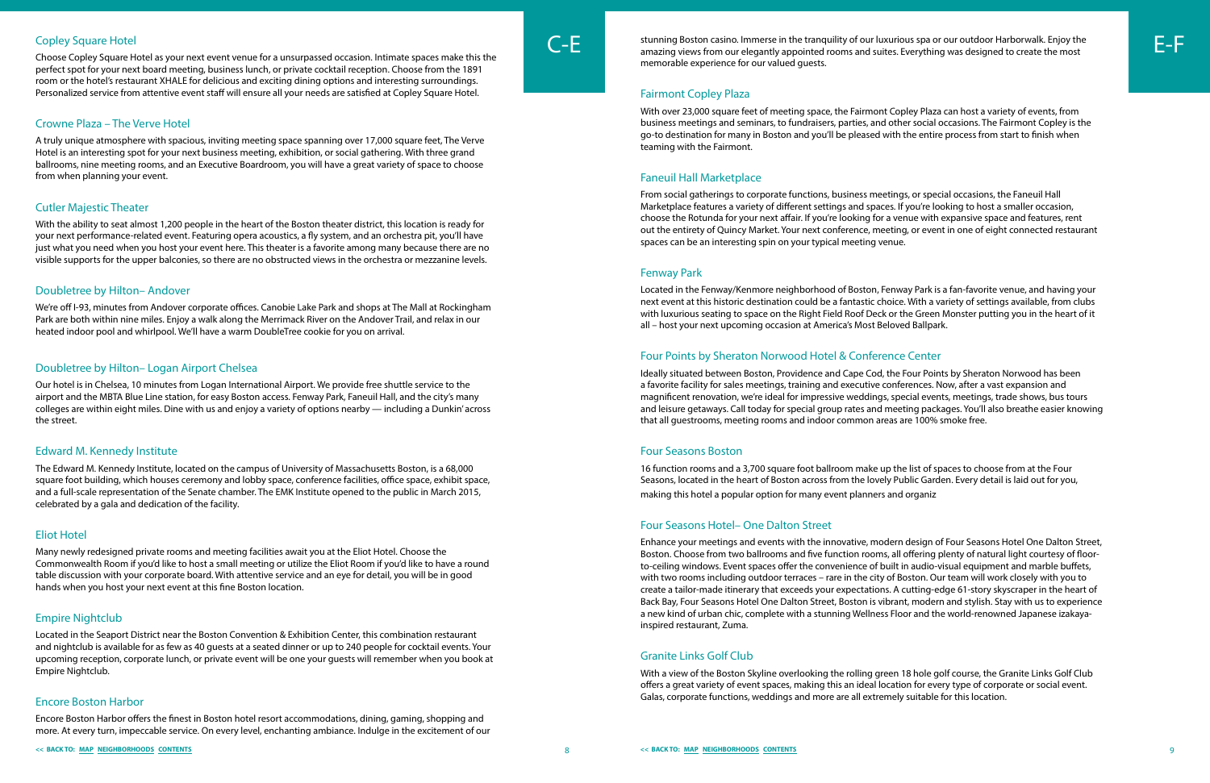## Copley Square Hotel

Choose Copley Square Hotel as your next event venue for a unsurpassed occasion. Intimate spaces make this the perfect spot for your next board meeting, business lunch, or private cocktail reception. Choose from the 1891 room or the hotel's restaurant XHALE for delicious and exciting dining options and interesting surroundings. Personalized service from attentive event staff will ensure all your needs are satisfied at Copley Square Hotel.

## Crowne Plaza – The Verve Hotel

A truly unique atmosphere with spacious, inviting meeting space spanning over 17,000 square feet, The Verve Hotel is an interesting spot for your next business meeting, exhibition, or social gathering. With three grand ballrooms, nine meeting rooms, and an Executive Boardroom, you will have a great variety of space to choose from when planning your event.

## Cutler Majestic Theater

With the ability to seat almost 1,200 people in the heart of the Boston theater district, this location is ready for your next performance-related event. Featuring opera acoustics, a fly system, and an orchestra pit, you'll have just what you need when you host your event here. This theater is a favorite among many because there are no visible supports for the upper balconies, so there are no obstructed views in the orchestra or mezzanine levels.

## Doubletree by Hilton– Andover

We're off I-93, minutes from Andover corporate offices. Canobie Lake Park and shops at The Mall at Rockingham Park are both within nine miles. Enjoy a walk along the Merrimack River on the Andover Trail, and relax in our heated indoor pool and whirlpool. We'll have a warm DoubleTree cookie for you on arrival.

## Doubletree by Hilton– Logan Airport Chelsea

Our hotel is in Chelsea, 10 minutes from Logan International Airport. We provide free shuttle service to the airport and the MBTA Blue Line station, for easy Boston access. Fenway Park, Faneuil Hall, and the city's many colleges are within eight miles. Dine with us and enjoy a variety of options nearby — including a Dunkin' across the street.

## Edward M. Kennedy Institute

The Edward M. Kennedy Institute, located on the campus of University of Massachusetts Boston, is a 68,000 square foot building, which houses ceremony and lobby space, conference facilities, office space, exhibit space, and a full-scale representation of the Senate chamber. The EMK Institute opened to the public in March 2015, celebrated by a gala and dedication of the facility.

## Eliot Hotel

Many newly redesigned private rooms and meeting facilities await you at the Eliot Hotel. Choose the Commonwealth Room if you'd like to host a small meeting or utilize the Eliot Room if you'd like to have a round table discussion with your corporate board. With attentive service and an eye for detail, you will be in good hands when you host your next event at this fine Boston location.

## Empire Nightclub

Located in the Seaport District near the Boston Convention & Exhibition Center, this combination restaurant and nightclub is available for as few as 40 guests at a seated dinner or up to 240 people for cocktail events. Your upcoming reception, corporate lunch, or private event will be one your guests will remember when you book at Empire Nightclub.

## Encore Boston Harbor

Encore Boston Harbor offers the finest in Boston hotel resort accommodations, dining, gaming, shopping and more. At every turn, impeccable service. On every level, enchanting ambiance. Indulge in the excitement of our stunning Boston casino. Immerse in the tranquility of our luxurious spa or our outdoor Harborwalk. Enjoy the amazing views from our elegantly appointed rooms and suites. Everything was designed to create the most memorable experience for our valued guests.

## Fairmont Copley Plaza

With over 23,000 square feet of meeting space, the Fairmont Copley Plaza can host a variety of events, from business meetings and seminars, to fundraisers, parties, and other social occasions. The Fairmont Copley is the go-to destination for many in Boston and you'll be pleased with the entire process from start to finish when teaming with the Fairmont.

## Faneuil Hall Marketplace

From social gatherings to corporate functions, business meetings, or special occasions, the Faneuil Hall Marketplace features a variety of different settings and spaces. If you're looking to host a smaller occasion, choose the Rotunda for your next affair. If you're looking for a venue with expansive space and features, rent out the entirety of Quincy Market. Your next conference, meeting, or event in one of eight connected restaurant spaces can be an interesting spin on your typical meeting venue.

## Fenway Park

Located in the Fenway/Kenmore neighborhood of Boston, Fenway Park is a fan-favorite venue, and having your next event at this historic destination could be a fantastic choice. With a variety of settings available, from clubs with luxurious seating to space on the Right Field Roof Deck or the Green Monster putting you in the heart of it all – host your next upcoming occasion at America's Most Beloved Ballpark.

## Four Points by Sheraton Norwood Hotel & Conference Center

Ideally situated between Boston, Providence and Cape Cod, the Four Points by Sheraton Norwood has been a favorite facility for sales meetings, training and executive conferences. Now, after a vast expansion and magnificent renovation, we're ideal for impressive weddings, special events, meetings, trade shows, bus tours and leisure getaways. Call today for special group rates and meeting packages. You'll also breathe easier knowing that all guestrooms, meeting rooms and indoor common areas are 100% smoke free.

## Four Seasons Boston

16 function rooms and a 3,700 square foot ballroom make up the list of spaces to choose from at the Four Seasons, located in the heart of Boston across from the lovely Public Garden. Every detail is laid out for you, making this hotel a popular option for many event planners and organiz

## Four Seasons Hotel– One Dalton Street

Enhance your meetings and events with the innovative, modern design of Four Seasons Hotel One Dalton Street, Boston. Choose from two ballrooms and five function rooms, all offering plenty of natural light courtesy of floor-to-ceiling windows. Event spaces offer the convenience of built in audio-visual equipment and marble buffets, with two rooms including outdoor terraces – rare in the city of Boston. Our team will work closely with you to create a tailor-made itinerary that exceeds your expectations. A cutting-edge 61-story skyscraper in the heart of Back Bay, Four Seasons Hotel One Dalton Street, Boston is vibrant, modern and stylish. Stay with us to experience a new kind of urban chic, complete with a stunning Wellness Floor and the world-renowned Japanese izakaya-inspired restaurant, Zuma.

## Granite Links Golf Club

With a view of the Boston Skyline overlooking the rolling green 18 hole golf course, the Granite Links Golf Club offers a great variety of event spaces, making this an ideal location for every type of corporate or social event. Galas, corporate functions, weddings and more are all extremely suitable for this location.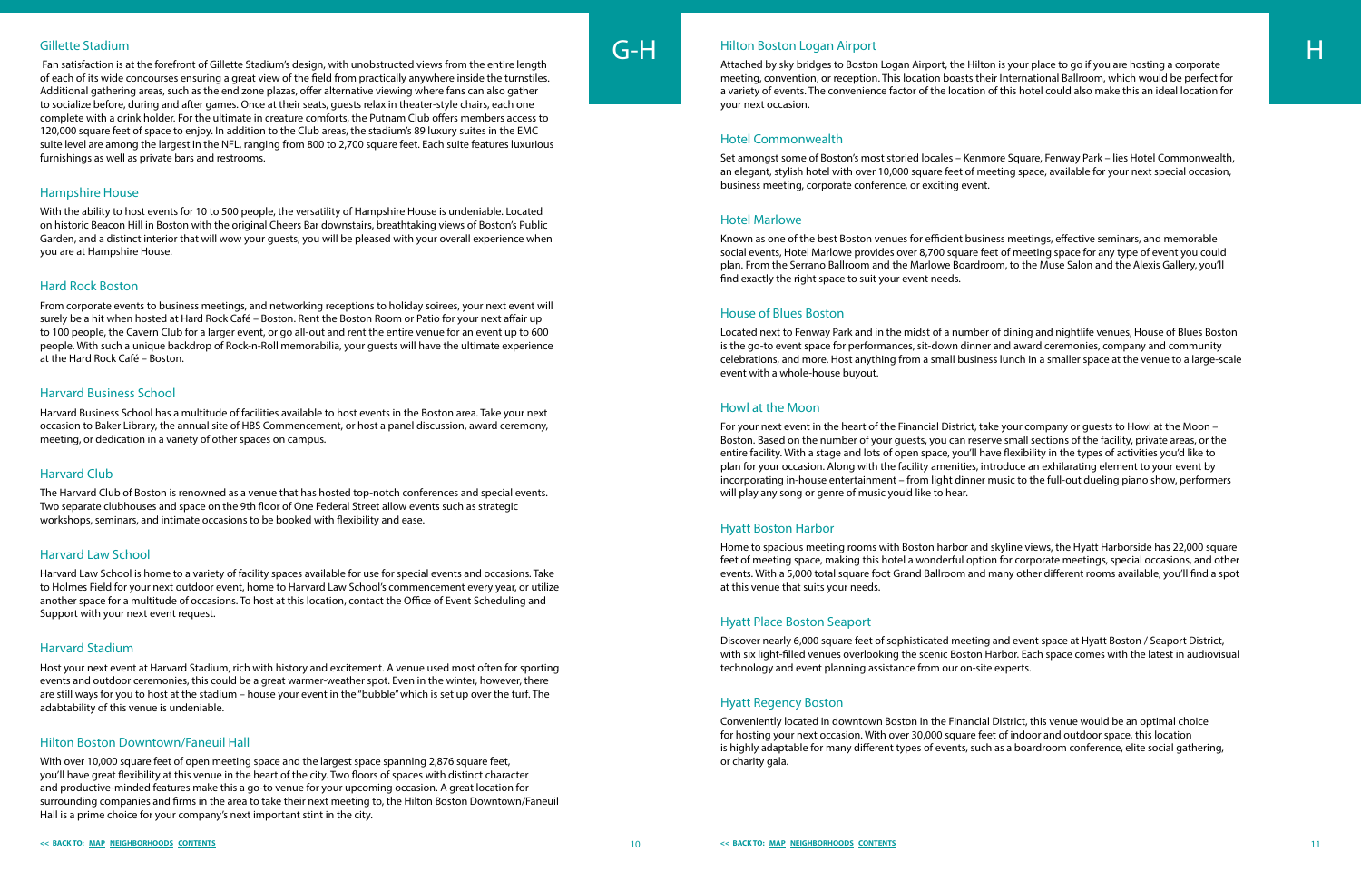# G-H

## Gillette Stadium

Fan satisfaction is at the forefront of Gillette Stadium's design, with unobstructed views from the entire length of each of its wide concourses ensuring a great view of the field from practically anywhere inside the turnstiles. Additional gathering areas, such as the end zone plazas, offer alternative viewing where fans can also gather to socialize before, during and after games. Once at their seats, guests relax in theater-style chairs, each one complete with a drink holder. For the ultimate in creature comforts, the Putnam Club offers members access to 120,000 square feet of space to enjoy. In addition to the Club areas, the stadium's 89 luxury suites in the EMC suite level are among the largest in the NFL, ranging from 800 to 2,700 square feet. Each suite features luxurious furnishings as well as private bars and restrooms.

## Hampshire House

With the ability to host events for 10 to 500 people, the versatility of Hampshire House is undeniable. Located on historic Beacon Hill in Boston with the original Cheers Bar downstairs, breathtaking views of Boston's Public Garden, and a distinct interior that will wow your guests, you will be pleased with your overall experience when you are at Hampshire House.

## Hard Rock Boston

From corporate events to business meetings, and networking receptions to holiday soirees, your next event will surely be a hit when hosted at Hard Rock Café – Boston. Rent the Boston Room or Patio for your next affair up to 100 people, the Cavern Club for a larger event, or go all-out and rent the entire venue for an event up to 600 people. With such a unique backdrop of Rock-n-Roll memorabilia, your guests will have the ultimate experience at the Hard Rock Café – Boston.

## Harvard Business School

Harvard Business School has a multitude of facilities available to host events in the Boston area. Take your next occasion to Baker Library, the annual site of HBS Commencement, or host a panel discussion, award ceremony, meeting, or dedication in a variety of other spaces on campus.

## Harvard Club

The Harvard Club of Boston is renowned as a venue that has hosted top-notch conferences and special events. Two separate clubhouses and space on the 9th floor of One Federal Street allow events such as strategic workshops, seminars, and intimate occasions to be booked with flexibility and ease.

## Harvard Law School

Harvard Law School is home to a variety of facility spaces available for use for special events and occasions. Take to Holmes Field for your next outdoor event, home to Harvard Law School's commencement every year, or utilize another space for a multitude of occasions. To host at this location, contact the Office of Event Scheduling and Support with your next event request.

## Harvard Stadium

Host your next event at Harvard Stadium, rich with history and excitement. A venue used most often for sporting events and outdoor ceremonies, this could be a great warmer-weather spot. Even in the winter, however, there are still ways for you to host at the stadium – house your event in the "bubble" which is set up over the turf. The adabtability of this venue is undeniable.

## Hilton Boston Downtown/Faneuil Hall

With over 10,000 square feet of open meeting space and the largest space spanning 2,876 square feet, you'll have great flexibility at this venue in the heart of the city. Two floors of spaces with distinct character and productive-minded features make this a go-to venue for your upcoming occasion. A great location for surrounding companies and firms in the area to take their next meeting to, the Hilton Boston Downtown/Faneuil Hall is a prime choice for your company's next important stint in the city.

<< BACK TO: MAP NEIGHBORHOODS CONTENTS

# H

## Hilton Boston Logan Airport

Attached by sky bridges to Boston Logan Airport, the Hilton is your place to go if you are hosting a corporate meeting, convention, or reception. This location boasts their International Ballroom, which would be perfect for a variety of events. The convenience factor of the location of this hotel could also make this an ideal location for your next occasion.

## Hotel Commonwealth

Set amongst some of Boston's most storied locales – Kenmore Square, Fenway Park – lies Hotel Commonwealth, an elegant, stylish hotel with over 10,000 square feet of meeting space, available for your next special occasion, business meeting, corporate conference, or exciting event.

## Hotel Marlowe

Known as one of the best Boston venues for efficient business meetings, effective seminars, and memorable social events, Hotel Marlowe provides over 8,700 square feet of meeting space for any type of event you could plan. From the Serrano Ballroom and the Marlowe Boardroom, to the Muse Salon and the Alexis Gallery, you'll find exactly the right space to suit your event needs.

## House of Blues Boston

Located next to Fenway Park and in the midst of a number of dining and nightlife venues, House of Blues Boston is the go-to event space for performances, sit-down dinner and award ceremonies, company and community celebrations, and more. Host anything from a small business lunch in a smaller space at the venue to a large-scale event with a whole-house buyout.

## Howl at the Moon

For your next event in the heart of the Financial District, take your company or guests to Howl at the Moon – Boston. Based on the number of your guests, you can reserve small sections of the facility, private areas, or the entire facility. With a stage and lots of open space, you'll have flexibility in the types of activities you'd like to plan for your occasion. Along with the facility amenities, introduce an exhilarating element to your event by incorporating in-house entertainment – from light dinner music to the full-out dueling piano show, performers will play any song or genre of music you'd like to hear.

## Hyatt Boston Harbor

Home to spacious meeting rooms with Boston harbor and skyline views, the Hyatt Harborside has 22,000 square feet of meeting space, making this hotel a wonderful option for corporate meetings, special occasions, and other events. With a 5,000 total square foot Grand Ballroom and many other different rooms available, you'll find a spot at this venue that suits your needs.

## Hyatt Place Boston Seaport

Discover nearly 6,000 square feet of sophisticated meeting and event space at Hyatt Boston / Seaport District, with six light-filled venues overlooking the scenic Boston Harbor. Each space comes with the latest in audiovisual technology and event planning assistance from our on-site experts.

## Hyatt Regency Boston

Conveniently located in downtown Boston in the Financial District, this venue would be an optimal choice for hosting your next occasion. With over 30,000 square feet of indoor and outdoor space, this location is highly adaptable for many different types of events, such as a boardroom conference, elite social gathering, or charity gala.

<< BACK TO: MAP NEIGHBORHOODS CONTENTS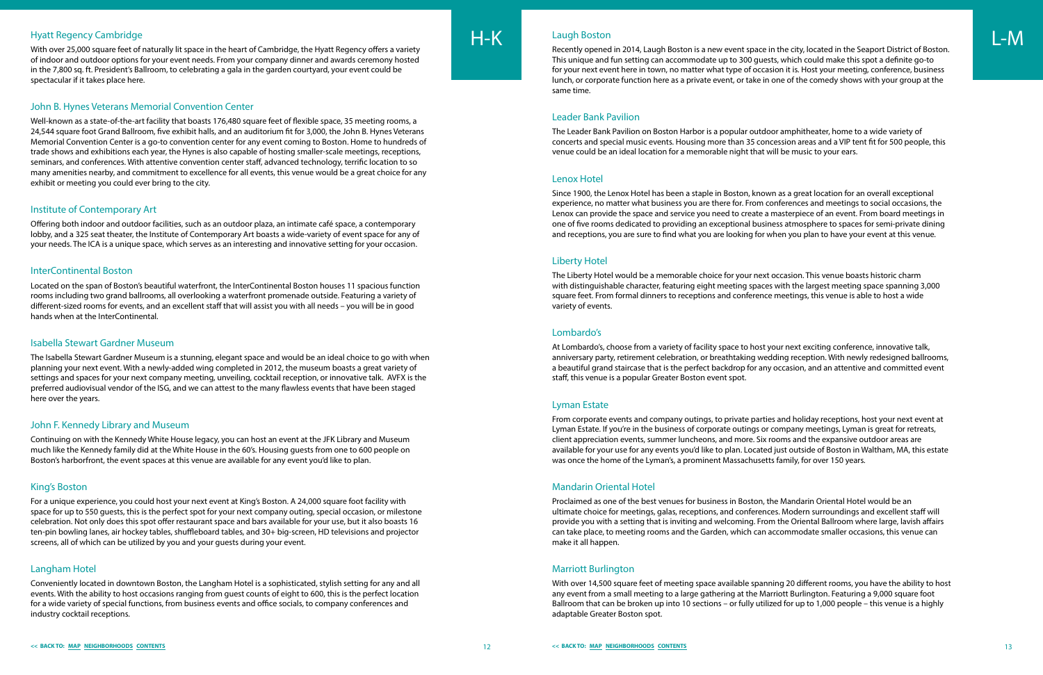# H-K

## Hyatt Regency Cambridge

With over 25,000 square feet of naturally lit space in the heart of Cambridge, the Hyatt Regency offers a variety of indoor and outdoor options for your event needs. From your company dinner and awards ceremony hosted in the 7,800 sq. ft. President's Ballroom, to celebrating a gala in the garden courtyard, your event could be spectacular if it takes place here.

## John B. Hynes Veterans Memorial Convention Center

Well-known as a state-of-the-art facility that boasts 176,480 square feet of flexible space, 35 meeting rooms, a 24,544 square foot Grand Ballroom, five exhibit halls, and an auditorium fit for 3,000, the John B. Hynes Veterans Memorial Convention Center is a go-to convention center for any event coming to Boston. Home to hundreds of trade shows and exhibitions each year, the Hynes is also capable of hosting smaller-scale meetings, receptions, seminars, and conferences. With attentive convention center staff, advanced technology, terrific location to so many amenities nearby, and commitment to excellence for all events, this venue would be a great choice for any exhibit or meeting you could ever bring to the city.

## Institute of Contemporary Art

Offering both indoor and outdoor facilities, such as an outdoor plaza, an intimate café space, a contemporary lobby, and a 325 seat theater, the Institute of Contemporary Art boasts a wide-variety of event space for any of your needs. The ICA is a unique space, which serves as an interesting and innovative setting for your occasion.

## InterContinental Boston

Located on the span of Boston's beautiful waterfront, the InterContinental Boston houses 11 spacious function rooms including two grand ballrooms, all overlooking a waterfront promenade outside. Featuring a variety of different-sized rooms for events, and an excellent staff that will assist you with all needs – you will be in good hands when at the InterContinental.

## Isabella Stewart Gardner Museum

The Isabella Stewart Gardner Museum is a stunning, elegant space and would be an ideal choice to go with when planning your next event. With a newly-added wing completed in 2012, the museum boasts a great variety of settings and spaces for your next company meeting, unveiling, cocktail reception, or innovative talk. AVFX is the preferred audiovisual vendor of the ISG, and we can attest to the many flawless events that have been staged here over the years.

## John F. Kennedy Library and Museum

Continuing on with the Kennedy White House legacy, you can host an event at the JFK Library and Museum much like the Kennedy family did at the White House in the 60's. Housing guests from one to 600 people on Boston's harborfront, the event spaces at this venue are available for any event you'd like to plan.

## King's Boston

For a unique experience, you could host your next event at King's Boston. A 24,000 square foot facility with space for up to 550 guests, this is the perfect spot for your next company outing, special occasion, or milestone celebration. Not only does this spot offer restaurant space and bars available for your use, but it also boasts 16 ten-pin bowling lanes, air hockey tables, shuffleboard tables, and 30+ big-screen, HD televisions and projector screens, all of which can be utilized by you and your guests during your event.

## Langham Hotel

Conveniently located in downtown Boston, the Langham Hotel is a sophisticated, stylish setting for any and all events. With the ability to host occasions ranging from guest counts of eight to 600, this is the perfect location for a wide variety of special functions, from business events and office socials, to company conferences and industry cocktail receptions.

<< BACK TO: MAP NEIGHBORHOODS CONTENTS

# L-M

## Laugh Boston

Recently opened in 2014, Laugh Boston is a new event space in the city, located in the Seaport District of Boston. This unique and fun setting can accommodate up to 300 guests, which could make this spot a definite go-to for your next event here in town, no matter what type of occasion it is. Host your meeting, conference, business lunch, or corporate function here as a private event, or take in one of the comedy shows with your group at the same time.

## Leader Bank Pavilion

The Leader Bank Pavilion on Boston Harbor is a popular outdoor amphitheater, home to a wide variety of concerts and special music events. Housing more than 35 concession areas and a VIP tent fit for 500 people, this venue could be an ideal location for a memorable night that will be music to your ears.

## Lenox Hotel

Since 1900, the Lenox Hotel has been a staple in Boston, known as a great location for an overall exceptional experience, no matter what business you are there for. From conferences and meetings to social occasions, the Lenox can provide the space and service you need to create a masterpiece of an event. From board meetings in one of five rooms dedicated to providing an exceptional business atmosphere to spaces for semi-private dining and receptions, you are sure to find what you are looking for when you plan to have your event at this venue.

## Liberty Hotel

The Liberty Hotel would be a memorable choice for your next occasion. This venue boasts historic charm with distinguishable character, featuring eight meeting spaces with the largest meeting space spanning 3,000 square feet. From formal dinners to receptions and conference meetings, this venue is able to host a wide variety of events.

## Lombardo's

At Lombardo's, choose from a variety of facility space to host your next exciting conference, innovative talk, anniversary party, retirement celebration, or breathtaking wedding reception. With newly redesigned ballrooms, a beautiful grand staircase that is the perfect backdrop for any occasion, and an attentive and committed event staff, this venue is a popular Greater Boston event spot.

## Lyman Estate

From corporate events and company outings, to private parties and holiday receptions, host your next event at Lyman Estate. If you're in the business of corporate outings or company meetings, Lyman is great for retreats, client appreciation events, summer luncheons, and more. Six rooms and the expansive outdoor areas are available for your use for any events you'd like to plan. Located just outside of Boston in Waltham, MA, this estate was once the home of the Lyman's, a prominent Massachusetts family, for over 150 years.

## Mandarin Oriental Hotel

Proclaimed as one of the best venues for business in Boston, the Mandarin Oriental Hotel would be an ultimate choice for meetings, galas, receptions, and conferences. Modern surroundings and excellent staff will provide you with a setting that is inviting and welcoming. From the Oriental Ballroom where large, lavish affairs can take place, to meeting rooms and the Garden, which can accommodate smaller occasions, this venue can make it all happen.

## Marriott Burlington

With over 14,500 square feet of meeting space available spanning 20 different rooms, you have the ability to host any event from a small meeting to a large gathering at the Marriott Burlington. Featuring a 9,000 square foot Ballroom that can be broken up into 10 sections – or fully utilized for up to 1,000 people – this venue is a highly adaptable Greater Boston spot.

<< BACK TO: MAP NEIGHBORHOODS CONTENTS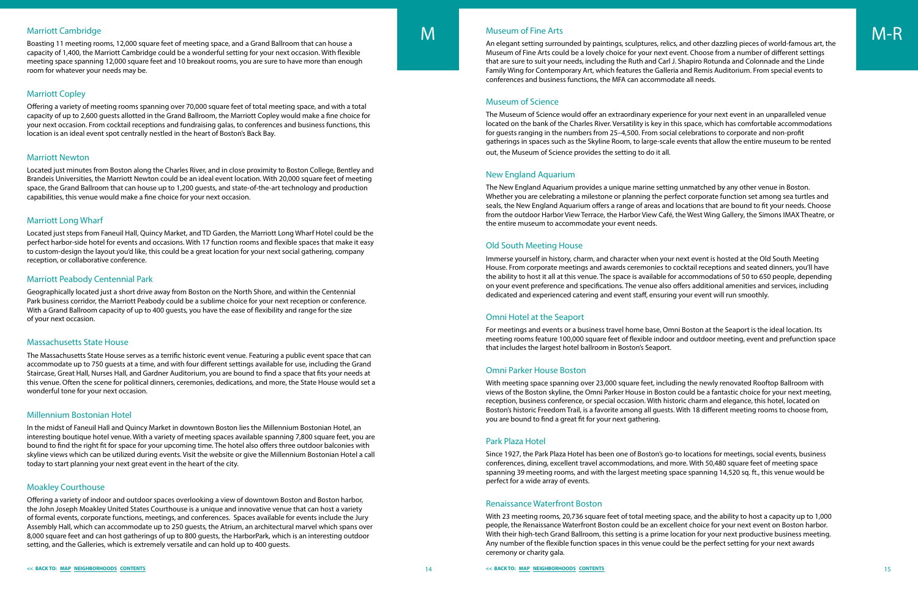## Marriott Cambridge

Boasting 11 meeting rooms, 12,000 square feet of meeting space, and a Grand Ballroom that can house a capacity of 1,400, the Marriott Cambridge could be a wonderful setting for your next occasion. With flexible meeting space spanning 12,000 square feet and 10 breakout rooms, you are sure to have more than enough room for whatever your needs may be.

## Marriott Copley

Offering a variety of meeting rooms spanning over 70,000 square feet of total meeting space, and with a total capacity of up to 2,600 guests allotted in the Grand Ballroom, the Marriott Copley would make a fine choice for your next occasion. From cocktail receptions and fundraising galas, to conferences and business functions, this location is an ideal event spot centrally nestled in the heart of Boston's Back Bay.

## Marriott Newton

Located just minutes from Boston along the Charles River, and in close proximity to Boston College, Bentley and Brandeis Universities, the Marriott Newton could be an ideal event location. With 20,000 square feet of meeting space, the Grand Ballroom that can house up to 1,200 guests, and state-of-the-art technology and production capabilities, this venue would make a fine choice for your next occasion.

## Marriott Long Wharf

Located just steps from Faneuil Hall, Quincy Market, and TD Garden, the Marriott Long Wharf Hotel could be the perfect harbor-side hotel for events and occasions. With 17 function rooms and flexible spaces that make it easy to custom-design the layout you'd like, this could be a great location for your next social gathering, company reception, or collaborative conference.

## Marriott Peabody Centennial Park

Geographically located just a short drive away from Boston on the North Shore, and within the Centennial Park business corridor, the Marriott Peabody could be a sublime choice for your next reception or conference. With a Grand Ballroom capacity of up to 400 guests, you have the ease of flexibility and range for the size of your next occasion.

## Massachusetts State House

The Massachusetts State House serves as a terrific historic event venue. Featuring a public event space that can accommodate up to 750 guests at a time, and with four different settings available for use, including the Grand Staircase, Great Hall, Nurses Hall, and Gardner Auditorium, you are bound to find a space that fits your needs at this venue. Often the scene for political dinners, ceremonies, dedications, and more, the State House would set a wonderful tone for your next occasion.

## Millennium Bostonian Hotel

In the midst of Faneuil Hall and Quincy Market in downtown Boston lies the Millennium Bostonian Hotel, an interesting boutique hotel venue. With a variety of meeting spaces available spanning 7,800 square feet, you are bound to find the right fit for space for your upcoming time. The hotel also offers three outdoor balconies with skyline views which can be utilized during events. Visit the website or give the Millennium Bostonian Hotel a call today to start planning your next great event in the heart of the city.

## Moakley Courthouse

Offering a variety of indoor and outdoor spaces overlooking a view of downtown Boston and Boston harbor, the John Joseph Moakley United States Courthouse is a unique and innovative venue that can host a variety of formal events, corporate functions, meetings, and conferences. Spaces available for events include the Jury Assembly Hall, which can accommodate up to 250 guests, the Atrium, an architectural marvel which spans over 8,000 square feet and can host gatherings of up to 800 guests, the HarborPark, which is an interesting outdoor setting, and the Galleries, which is extremely versatile and can hold up to 400 guests.

## Museum of Fine Arts

An elegant setting surrounded by paintings, sculptures, relics, and other dazzling pieces of world-famous art, the Museum of Fine Arts could be a lovely choice for your next event. Choose from a number of different settings that are sure to suit your needs, including the Ruth and Carl J. Shapiro Rotunda and Colonnade and the Linde Family Wing for Contemporary Art, which features the Galleria and Remis Auditorium. From special events to conferences and business functions, the MFA can accommodate all needs.

## Museum of Science

The Museum of Science would offer an extraordinary experience for your next event in an unparalleled venue located on the bank of the Charles River. Versatility is key in this space, which has comfortable accommodations for guests ranging in the numbers from 25–4,500. From social celebrations to corporate and non-profit gatherings in spaces such as the Skyline Room, to large-scale events that allow the entire museum to be rented out, the Museum of Science provides the setting to do it all.

## New England Aquarium

The New England Aquarium provides a unique marine setting unmatched by any other venue in Boston. Whether you are celebrating a milestone or planning the perfect corporate function set among sea turtles and seals, the New England Aquarium offers a range of areas and locations that are bound to fit your needs. Choose from the outdoor Harbor View Terrace, the Harbor View Café, the West Wing Gallery, the Simons IMAX Theatre, or the entire museum to accommodate your event needs.

## Old South Meeting House

Immerse yourself in history, charm, and character when your next event is hosted at the Old South Meeting House. From corporate meetings and awards ceremonies to cocktail receptions and seated dinners, you'll have the ability to host it all at this venue. The space is available for accommodations of 50 to 650 people, depending on your event preference and specifications. The venue also offers additional amenities and services, including dedicated and experienced catering and event staff, ensuring your event will run smoothly.

## Omni Hotel at the Seaport

For meetings and events or a business travel home base, Omni Boston at the Seaport is the ideal location. Its meeting rooms feature 100,000 square feet of flexible indoor and outdoor meeting, event and prefunction space that includes the largest hotel ballroom in Boston's Seaport.

## Omni Parker House Boston

With meeting space spanning over 23,000 square feet, including the newly renovated Rooftop Ballroom with views of the Boston skyline, the Omni Parker House in Boston could be a fantastic choice for your next meeting, reception, business conference, or special occasion. With historic charm and elegance, this hotel, located on Boston's historic Freedom Trail, is a favorite among all guests. With 18 different meeting rooms to choose from, you are bound to find a great fit for your next gathering.

## Park Plaza Hotel

Since 1927, the Park Plaza Hotel has been one of Boston's go-to locations for meetings, social events, business conferences, dining, excellent travel accommodations, and more. With 50,480 square feet of meeting space spanning 39 meeting rooms, and with the largest meeting space spanning 14,520 sq. ft., this venue would be perfect for a wide array of events.

## Renaissance Waterfront Boston

With 23 meeting rooms, 20,736 square feet of total meeting space, and the ability to host a capacity up to 1,000 people, the Renaissance Waterfront Boston could be an excellent choice for your next event on Boston harbor. With their high-tech Grand Ballroom, this setting is a prime location for your next productive business meeting. Any number of the flexible function spaces in this venue could be the perfect setting for your next awards ceremony or charity gala.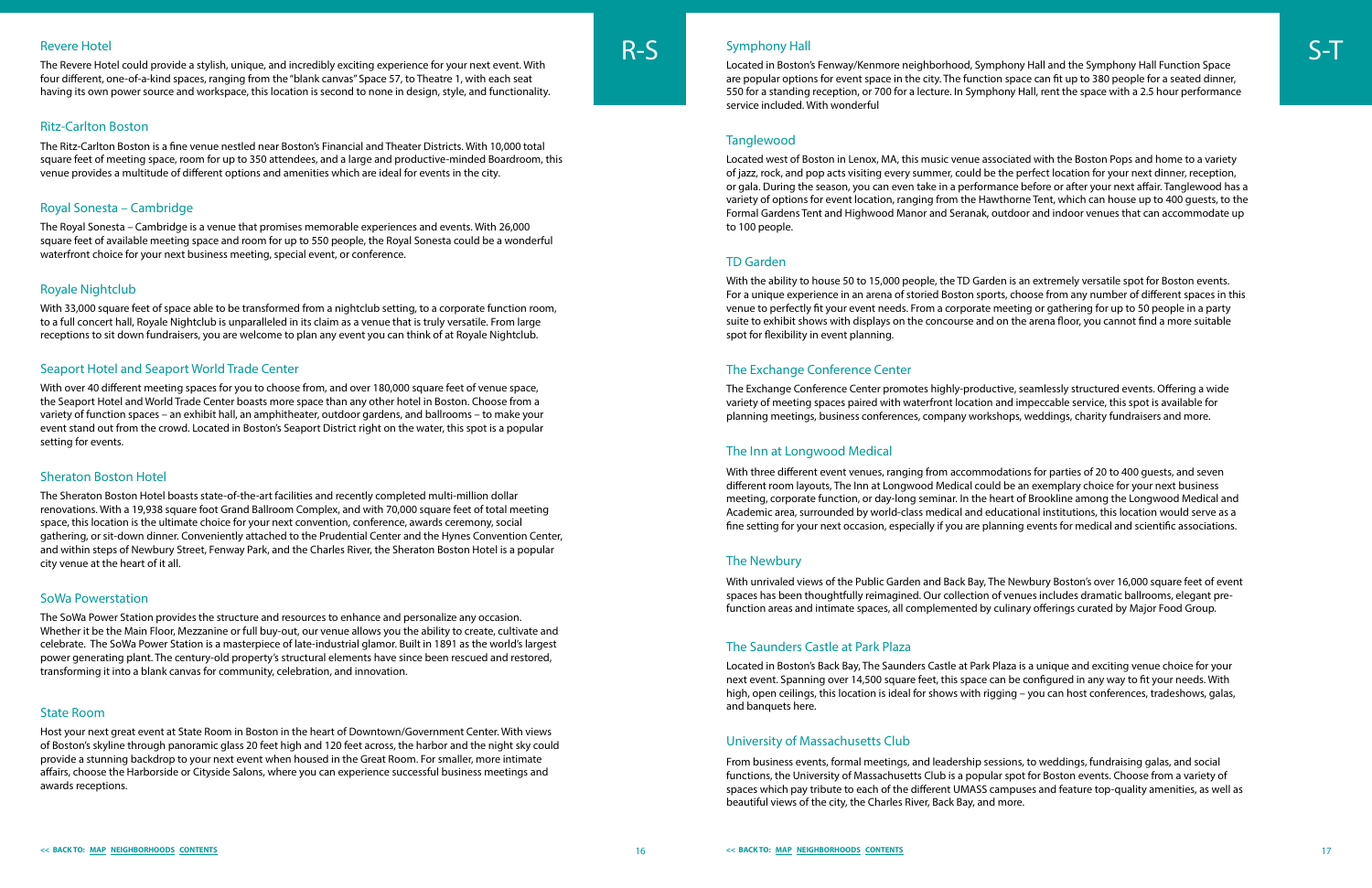## Revere Hotel

The Revere Hotel could provide a stylish, unique, and incredibly exciting experience for your next event. With four different, one-of-a-kind spaces, ranging from the "blank canvas" Space 57, to Theatre 1, with each seat having its own power source and workspace, this location is second to none in design, style, and functionality.

## Ritz-Carlton Boston

The Ritz-Carlton Boston is a fine venue nestled near Boston's Financial and Theater Districts. With 10,000 total square feet of meeting space, room for up to 350 attendees, and a large and productive-minded Boardroom, this venue provides a multitude of different options and amenities which are ideal for events in the city.

## Royal Sonesta – Cambridge

The Royal Sonesta – Cambridge is a venue that promises memorable experiences and events. With 26,000 square feet of available meeting space and room for up to 550 people, the Royal Sonesta could be a wonderful waterfront choice for your next business meeting, special event, or conference.

## Royale Nightclub

With 33,000 square feet of space able to be transformed from a nightclub setting, to a corporate function room, to a full concert hall, Royale Nightclub is unparalleled in its claim as a venue that is truly versatile. From large receptions to sit down fundraisers, you are welcome to plan any event you can think of at Royale Nightclub.

## Seaport Hotel and Seaport World Trade Center

With over 40 different meeting spaces for you to choose from, and over 180,000 square feet of venue space, the Seaport Hotel and World Trade Center boasts more space than any other hotel in Boston. Choose from a variety of function spaces – an exhibit hall, an amphitheater, outdoor gardens, and ballrooms – to make your event stand out from the crowd. Located in Boston's Seaport District right on the water, this spot is a popular setting for events.

## Sheraton Boston Hotel

The Sheraton Boston Hotel boasts state-of-the-art facilities and recently completed multi-million dollar renovations. With a 19,938 square foot Grand Ballroom Complex, and with 70,000 square feet of total meeting space, this location is the ultimate choice for your next convention, conference, awards ceremony, social gathering, or sit-down dinner. Conveniently attached to the Prudential Center and the Hynes Convention Center, and within steps of Newbury Street, Fenway Park, and the Charles River, the Sheraton Boston Hotel is a popular city venue at the heart of it all.

## SoWa Powerstation

The SoWa Power Station provides the structure and resources to enhance and personalize any occasion. Whether it be the Main Floor, Mezzanine or full buy-out, our venue allows you the ability to create, cultivate and celebrate. The SoWa Power Station is a masterpiece of late-industrial glamor. Built in 1891 as the world's largest power generating plant. The century-old property's structural elements have since been rescued and restored, transforming it into a blank canvas for community, celebration, and innovation.

## State Room

Host your next great event at State Room in Boston in the heart of Downtown/Government Center. With views of Boston's skyline through panoramic glass 20 feet high and 120 feet across, the harbor and the night sky could provide a stunning backdrop to your next event when housed in the Great Room. For smaller, more intimate affairs, choose the Harborside or Cityside Salons, where you can experience successful business meetings and awards receptions.

## Symphony Hall

Located in Boston's Fenway/Kenmore neighborhood, Symphony Hall and the Symphony Hall Function Space are popular options for event space in the city. The function space can fit up to 380 people for a seated dinner, 550 for a standing reception, or 700 for a lecture. In Symphony Hall, rent the space with a 2.5 hour performance service included. With wonderful

## Tanglewood

Located west of Boston in Lenox, MA, this music venue associated with the Boston Pops and home to a variety of jazz, rock, and pop acts visiting every summer, could be the perfect location for your next dinner, reception, or gala. During the season, you can even take in a performance before or after your next affair. Tanglewood has a variety of options for event location, ranging from the Hawthorne Tent, which can house up to 400 guests, to the Formal Gardens Tent and Highwood Manor and Seranak, outdoor and indoor venues that can accommodate up to 100 people.

## TD Garden

With the ability to house 50 to 15,000 people, the TD Garden is an extremely versatile spot for Boston events. For a unique experience in an arena of storied Boston sports, choose from any number of different spaces in this venue to perfectly fit your event needs. From a corporate meeting or gathering for up to 50 people in a party suite to exhibit shows with displays on the concourse and on the arena floor, you cannot find a more suitable spot for flexibility in event planning.

## The Exchange Conference Center

The Exchange Conference Center promotes highly-productive, seamlessly structured events. Offering a wide variety of meeting spaces paired with waterfront location and impeccable service, this spot is available for planning meetings, business conferences, company workshops, weddings, charity fundraisers and more.

## The Inn at Longwood Medical

With three different event venues, ranging from accommodations for parties of 20 to 400 guests, and seven different room layouts, The Inn at Longwood Medical could be an exemplary choice for your next business meeting, corporate function, or day-long seminar. In the heart of Brookline among the Longwood Medical and Academic area, surrounded by world-class medical and educational institutions, this location would serve as a fine setting for your next occasion, especially if you are planning events for medical and scientific associations.

## The Newbury

With unrivaled views of the Public Garden and Back Bay, The Newbury Boston's over 16,000 square feet of event spaces has been thoughtfully reimagined. Our collection of venues includes dramatic ballrooms, elegant pre-function areas and intimate spaces, all complemented by culinary offerings curated by Major Food Group.

## The Saunders Castle at Park Plaza

Located in Boston's Back Bay, The Saunders Castle at Park Plaza is a unique and exciting venue choice for your next event. Spanning over 14,500 square feet, this space can be configured in any way to fit your needs. With high, open ceilings, this location is ideal for shows with rigging – you can host conferences, tradeshows, galas, and banquets here.

## University of Massachusetts Club

From business events, formal meetings, and leadership sessions, to weddings, fundraising galas, and social functions, the University of Massachusetts Club is a popular spot for Boston events. Choose from a variety of spaces which pay tribute to each of the different UMASS campuses and feature top-quality amenities, as well as beautiful views of the city, the Charles River, Back Bay, and more.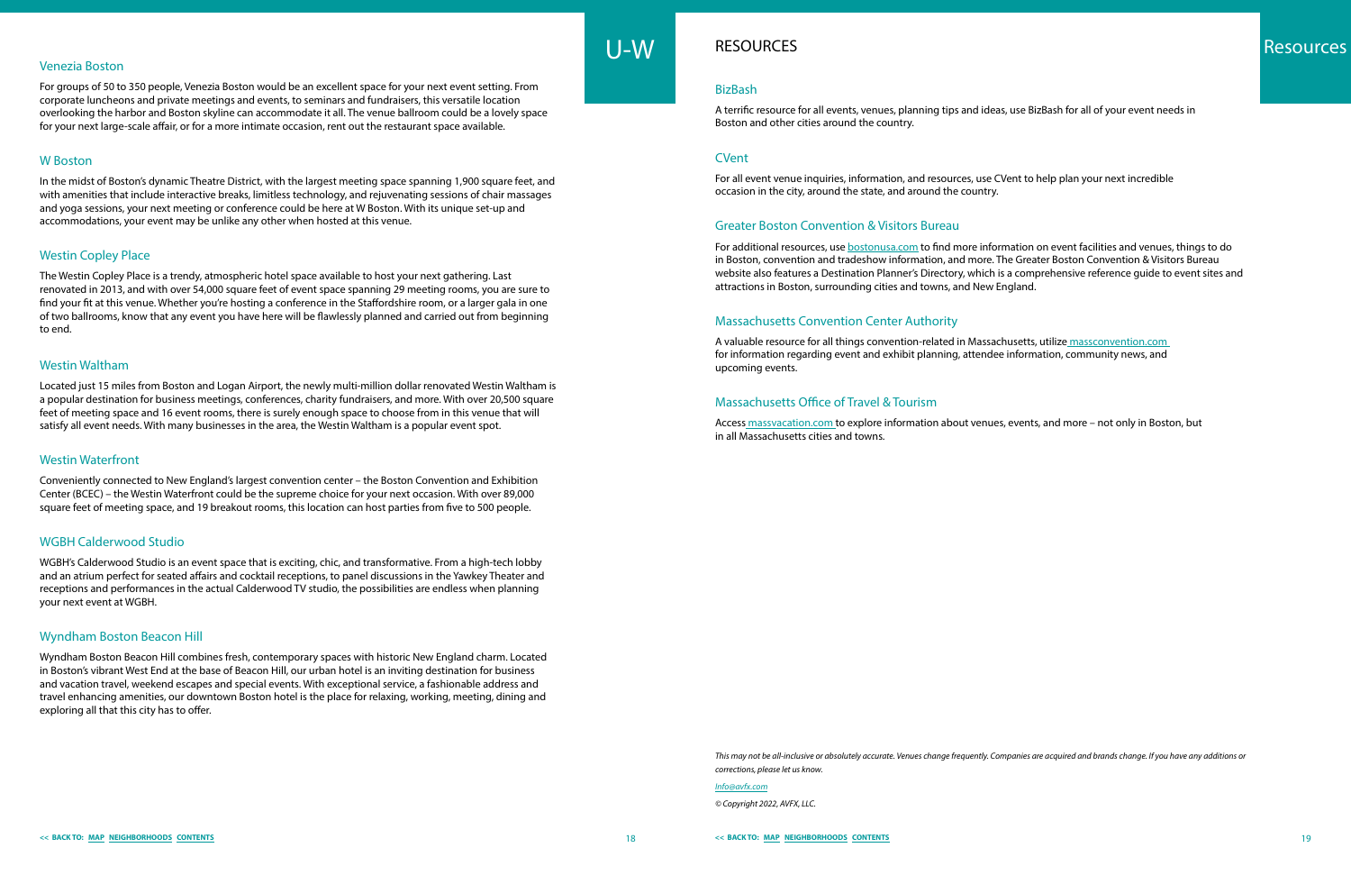## Venezia Boston

For groups of 50 to 350 people, Venezia Boston would be an excellent space for your next event setting. From corporate luncheons and private meetings and events, to seminars and fundraisers, this versatile location overlooking the harbor and Boston skyline can accommodate it all. The venue ballroom could be a lovely space for your next large-scale affair, or for a more intimate occasion, rent out the restaurant space available.

## W Boston

In the midst of Boston's dynamic Theatre District, with the largest meeting space spanning 1,900 square feet, and with amenities that include interactive breaks, limitless technology, and rejuvenating sessions of chair massages and yoga sessions, your next meeting or conference could be here at W Boston. With its unique set-up and accommodations, your event may be unlike any other when hosted at this venue.

## Westin Copley Place

The Westin Copley Place is a trendy, atmospheric hotel space available to host your next gathering. Last renovated in 2013, and with over 54,000 square feet of event space spanning 29 meeting rooms, you are sure to find your fit at this venue. Whether you're hosting a conference in the Staffordshire room, or a larger gala in one of two ballrooms, know that any event you have here will be flawlessly planned and carried out from beginning to end.

## Westin Waltham

Located just 15 miles from Boston and Logan Airport, the newly multi-million dollar renovated Westin Waltham is a popular destination for business meetings, conferences, charity fundraisers, and more. With over 20,500 square feet of meeting space and 16 event rooms, there is surely enough space to choose from in this venue that will satisfy all event needs. With many businesses in the area, the Westin Waltham is a popular event spot.

## Westin Waterfront

Conveniently connected to New England's largest convention center – the Boston Convention and Exhibition Center (BCEC) – the Westin Waterfront could be the supreme choice for your next occasion. With over 89,000 square feet of meeting space, and 19 breakout rooms, this location can host parties from five to 500 people.

## WGBH Calderwood Studio

WGBH's Calderwood Studio is an event space that is exciting, chic, and transformative. From a high-tech lobby and an atrium perfect for seated affairs and cocktail receptions, to panel discussions in the Yawkey Theater and receptions and performances in the actual Calderwood TV studio, the possibilities are endless when planning your next event at WGBH.

## Wyndham Boston Beacon Hill

Wyndham Boston Beacon Hill combines fresh, contemporary spaces with historic New England charm. Located in Boston's vibrant West End at the base of Beacon Hill, our urban hotel is an inviting destination for business and vacation travel, weekend escapes and special events. With exceptional service, a fashionable address and travel enhancing amenities, our downtown Boston hotel is the place for relaxing, working, meeting, dining and exploring all that this city has to offer.

# RESOURCES

## BizBash

A terrific resource for all events, venues, planning tips and ideas, use BizBash for all of your event needs in Boston and other cities around the country.

## CVent

For all event venue inquiries, information, and resources, use CVent to help plan your next incredible occasion in the city, around the state, and around the country.

## Greater Boston Convention & Visitors Bureau

For additional resources, use bostonusa.com to find more information on event facilities and venues, things to do in Boston, convention and tradeshow information, and more. The Greater Boston Convention & Visitors Bureau website also features a Destination Planner's Directory, which is a comprehensive reference guide to event sites and attractions in Boston, surrounding cities and towns, and New England.

## Massachusetts Convention Center Authority

A valuable resource for all things convention-related in Massachusetts, utilize massconvention.com for information regarding event and exhibit planning, attendee information, community news, and upcoming events.

## Massachusetts Office of Travel & Tourism

Access massvacation.com to explore information about venues, events, and more – not only in Boston, but in all Massachusetts cities and towns.

*This may not be all-inclusive or absolutely accurate. Venues change frequently. Companies are acquired and brands change. If you have any additions or corrections, please let us know.*

*Info@avfx.com*

*© Copyright 2022, AVFX, LLC.*